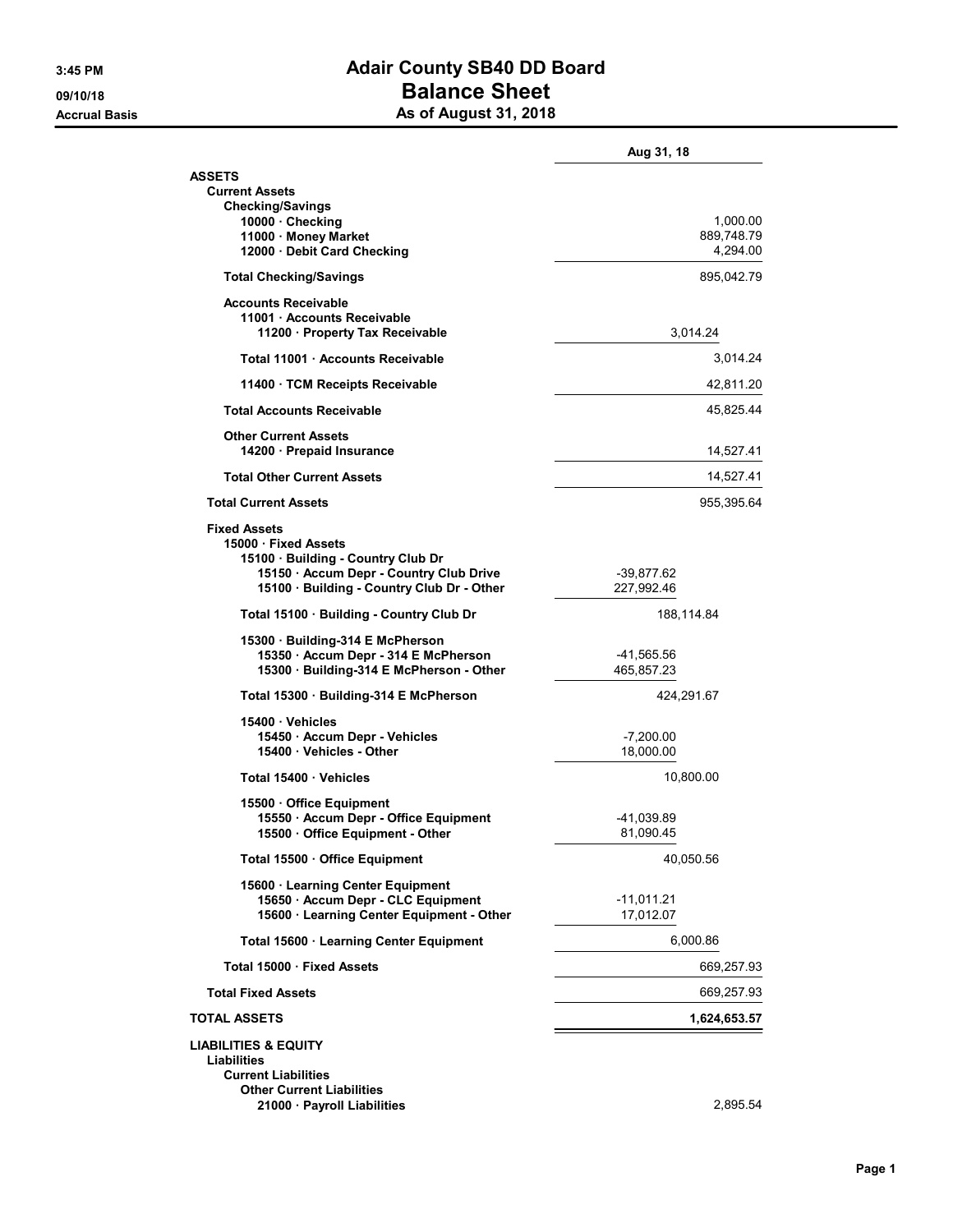# Adair County SB40 DD Board
## Balance Sheet
### As of August 31, 2018

3:45 PM
09/10/18
Accrual Basis

| | | Aug 31, 18 |
|---|---|---|
| **ASSETS** | | |
| **Current Assets** | | |
| **Checking/Savings** | | |
| **10000 · Checking** | | 1,000.00 |
| **11000 · Money Market** | | 889,748.79 |
| **12000 · Debit Card Checking** | | 4,294.00 |
| **Total Checking/Savings** | | 895,042.79 |
| **Accounts Receivable** | | |
| **11001 · Accounts Receivable** | | |
| **11200 · Property Tax Receivable** | 3,014.24 | |
| **Total 11001 · Accounts Receivable** | | 3,014.24 |
| **11400 · TCM Receipts Receivable** | | 42,811.20 |
| **Total Accounts Receivable** | | 45,825.44 |
| **Other Current Assets** | | |
| **14200 · Prepaid Insurance** | | 14,527.41 |
| **Total Other Current Assets** | | 14,527.41 |
| **Total Current Assets** | | 955,395.64 |
| **Fixed Assets** | | |
| **15000 · Fixed Assets** | | |
| **15100 · Building - Country Club Dr** | | |
| **15150 · Accum Depr - Country Club Drive** | -39,877.62 | |
| **15100 · Building - Country Club Dr - Other** | 227,992.46 | |
| **Total 15100 · Building - Country Club Dr** | 188,114.84 | |
| **15300 · Building-314 E McPherson** | | |
| **15350 · Accum Depr - 314 E McPherson** | -41,565.56 | |
| **15300 · Building-314 E McPherson - Other** | 465,857.23 | |
| **Total 15300 · Building-314 E McPherson** | 424,291.67 | |
| **15400 · Vehicles** | | |
| **15450 · Accum Depr - Vehicles** | -7,200.00 | |
| **15400 · Vehicles - Other** | 18,000.00 | |
| **Total 15400 · Vehicles** | 10,800.00 | |
| **15500 · Office Equipment** | | |
| **15550 · Accum Depr - Office Equipment** | -41,039.89 | |
| **15500 · Office Equipment - Other** | 81,090.45 | |
| **Total 15500 · Office Equipment** | 40,050.56 | |
| **15600 · Learning Center Equipment** | | |
| **15650 · Accum Depr - CLC Equipment** | -11,011.21 | |
| **15600 · Learning Center Equipment - Other** | 17,012.07 | |
| **Total 15600 · Learning Center Equipment** | 6,000.86 | |
| **Total 15000 · Fixed Assets** | | 669,257.93 |
| **Total Fixed Assets** | | 669,257.93 |
| **TOTAL ASSETS** | | **1,624,653.57** |
| **LIABILITIES & EQUITY** | | |
| **Liabilities** | | |
| **Current Liabilities** | | |
| **Other Current Liabilities** | | |
| **21000 · Payroll Liabilities** | | 2,895.54 |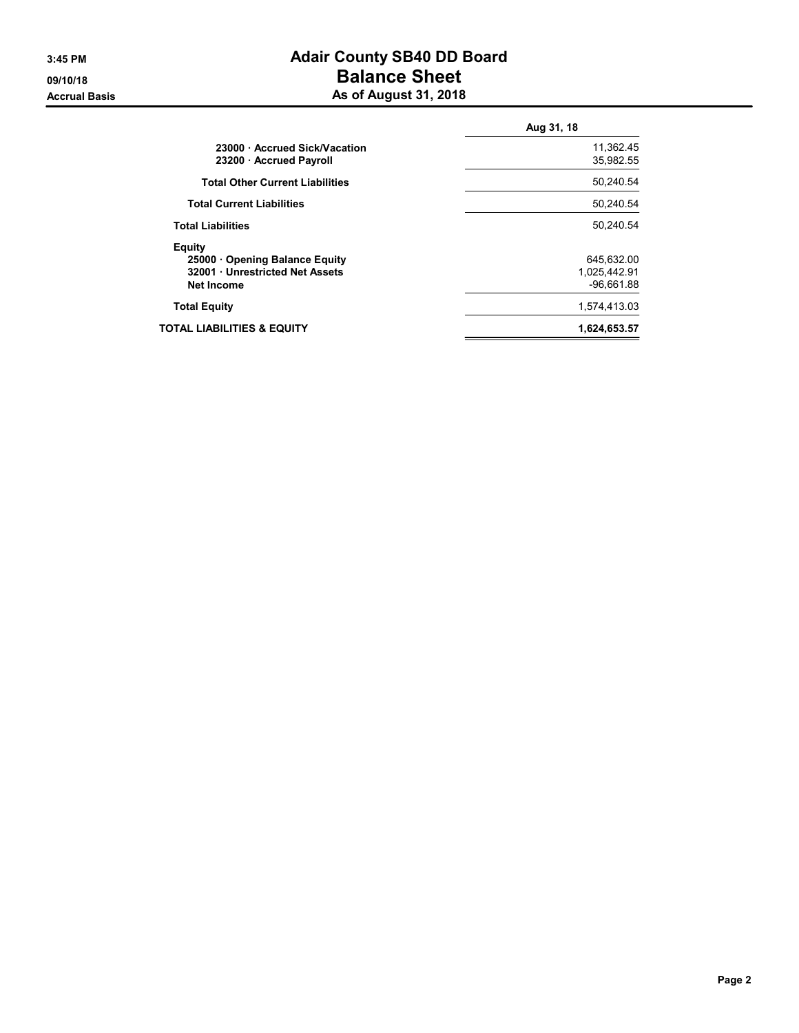# Adair County SB40 DD Board
## Balance Sheet
### As of August 31, 2018

3:45 PM
09/10/18
Accrual Basis

| | Aug 31, 18 |
|---|---|
| 23000 · Accrued Sick/Vacation | 11,362.45 |
| 23200 · Accrued Payroll | 35,982.55 |
| **Total Other Current Liabilities** | 50,240.54 |
| **Total Current Liabilities** | 50,240.54 |
| **Total Liabilities** | 50,240.54 |
| **Equity** | |
| 25000 · Opening Balance Equity | 645,632.00 |
| 32001 · Unrestricted Net Assets | 1,025,442.91 |
| Net Income | -96,661.88 |
| **Total Equity** | 1,574,413.03 |
| **TOTAL LIABILITIES & EQUITY** | **1,624,653.57** |